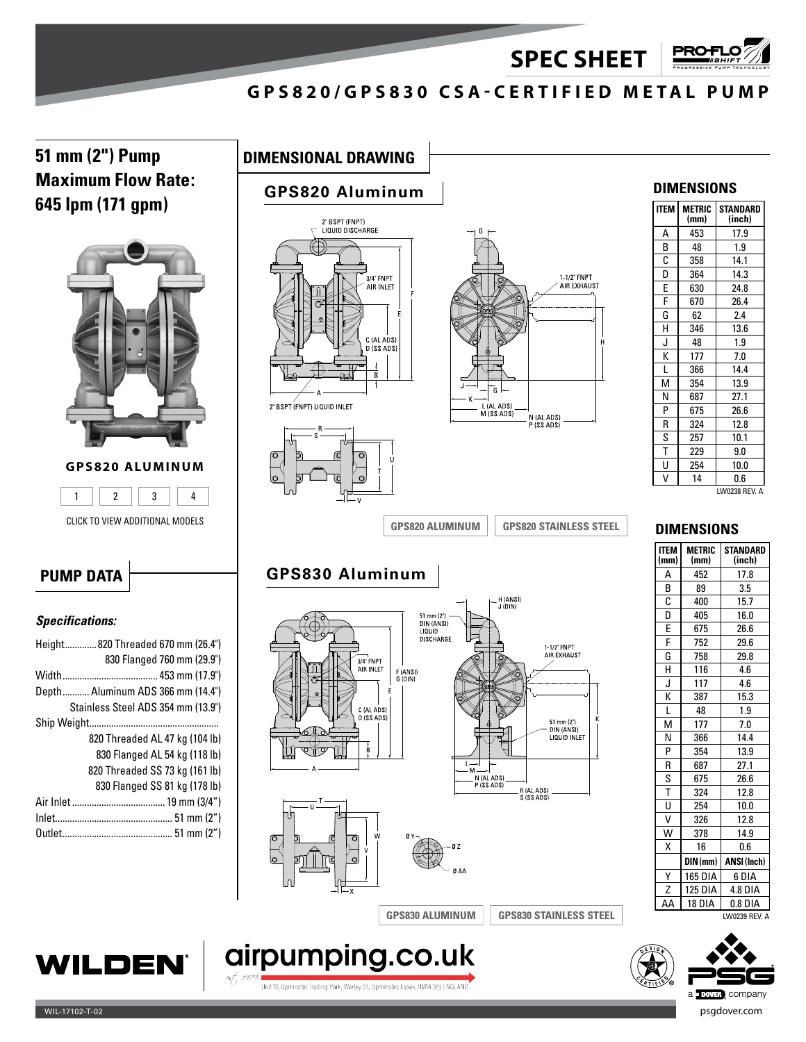# SPEC SHEET

## GPS820/GPS830 CSA-CERTIFIED METAL PUMP

## 51 mm (2") Pump Maximum Flow Rate: 645 lpm (171 gpm)

**GPS820 ALUMINUM**

1 2 3 4

CLICK TO VIEW ADDITIONAL MODELS

## PUMP DATA

***Specifications:***

- Height............. 820 Threaded 670 mm (26.4") / 830 Flanged 760 mm (29.9")
- Width....................................... 453 mm (17.9")
- Depth........... Aluminum ADS 366 mm (14.4") / Stainless Steel ADS 354 mm (13.9")
- Ship Weight: 820 Threaded AL 47 kg (104 lb) / 830 Flanged AL 54 kg (118 lb) / 820 Threaded SS 73 kg (161 lb) / 830 Flanged SS 81 kg (178 lb)
- Air Inlet...................................... 19 mm (3/4")
- Inlet................................................ 51 mm (2")
- Outlet............................................ 51 mm (2")

## DIMENSIONAL DRAWING

### GPS820 Aluminum

2" BSPT (FNPT) LIQUID DISCHARGE; 3/4" FNPT AIR INLET; 1-1/2" FNPT AIR EXHAUST; C (AL ADS) D (SS ADS); 2" BSPT (FNPT) LIQUID INLET; L (AL ADS) M (SS ADS); N (AL ADS) P (SS ADS)

### DIMENSIONS

| ITEM | METRIC (mm) | STANDARD (inch) |
|---|---|---|
| A | 453 | 17.9 |
| B | 48 | 1.9 |
| C | 358 | 14.1 |
| D | 364 | 14.3 |
| E | 630 | 24.8 |
| F | 670 | 26.4 |
| G | 62 | 2.4 |
| H | 346 | 13.6 |
| J | 48 | 1.9 |
| K | 177 | 7.0 |
| L | 366 | 14.4 |
| M | 354 | 13.9 |
| N | 687 | 27.1 |
| P | 675 | 26.6 |
| R | 324 | 12.8 |
| S | 257 | 10.1 |
| T | 229 | 9.0 |
| U | 254 | 10.0 |
| V | 14 | 0.6 |

LW0238 REV. A

GPS820 ALUMINUM | GPS820 STAINLESS STEEL

### GPS830 Aluminum

H (ANSI) J (DIN); 51 mm (2") DIN (ANSI) LIQUID DISCHARGE; 3/4" FNPT AIR INLET; F (ANSI) G (DIN); 1-1/2" FNPT AIR EXHAUST; C (AL ADS) D (SS ADS); 51 mm (2") DIN (ANSI) LIQUID INLET; N (AL ADS) P (SS ADS); R (AL ADS) S (SS ADS)

### DIMENSIONS

| ITEM (mm) | METRIC (mm) | STANDARD (inch) |
|---|---|---|
| A | 452 | 17.8 |
| B | 89 | 3.5 |
| C | 400 | 15.7 |
| D | 405 | 16.0 |
| E | 675 | 26.6 |
| F | 752 | 29.6 |
| G | 758 | 29.8 |
| H | 116 | 4.6 |
| J | 117 | 4.6 |
| K | 387 | 15.3 |
| L | 48 | 1.9 |
| M | 177 | 7.0 |
| N | 366 | 14.4 |
| P | 354 | 13.9 |
| R | 687 | 27.1 |
| S | 675 | 26.6 |
| T | 324 | 12.8 |
| U | 254 | 10.0 |
| V | 326 | 12.8 |
| W | 378 | 14.9 |
| X | 16 | 0.6 |
| | DIN (mm) | ANSI (Inch) |
| Y | 165 DIA | 6 DIA |
| Z | 125 DIA | 4.8 DIA |
| AA | 18 DIA | 0.8 DIA |

LW0239 REV. A

GPS830 ALUMINUM | GPS830 STAINLESS STEEL

airpumping.co.uk
Unit 16, Upminster Trading Park, Warley St, Upminster, Essex, RM14 3PJ, ENGLAND

WIL-17102-T-02

psgdover.com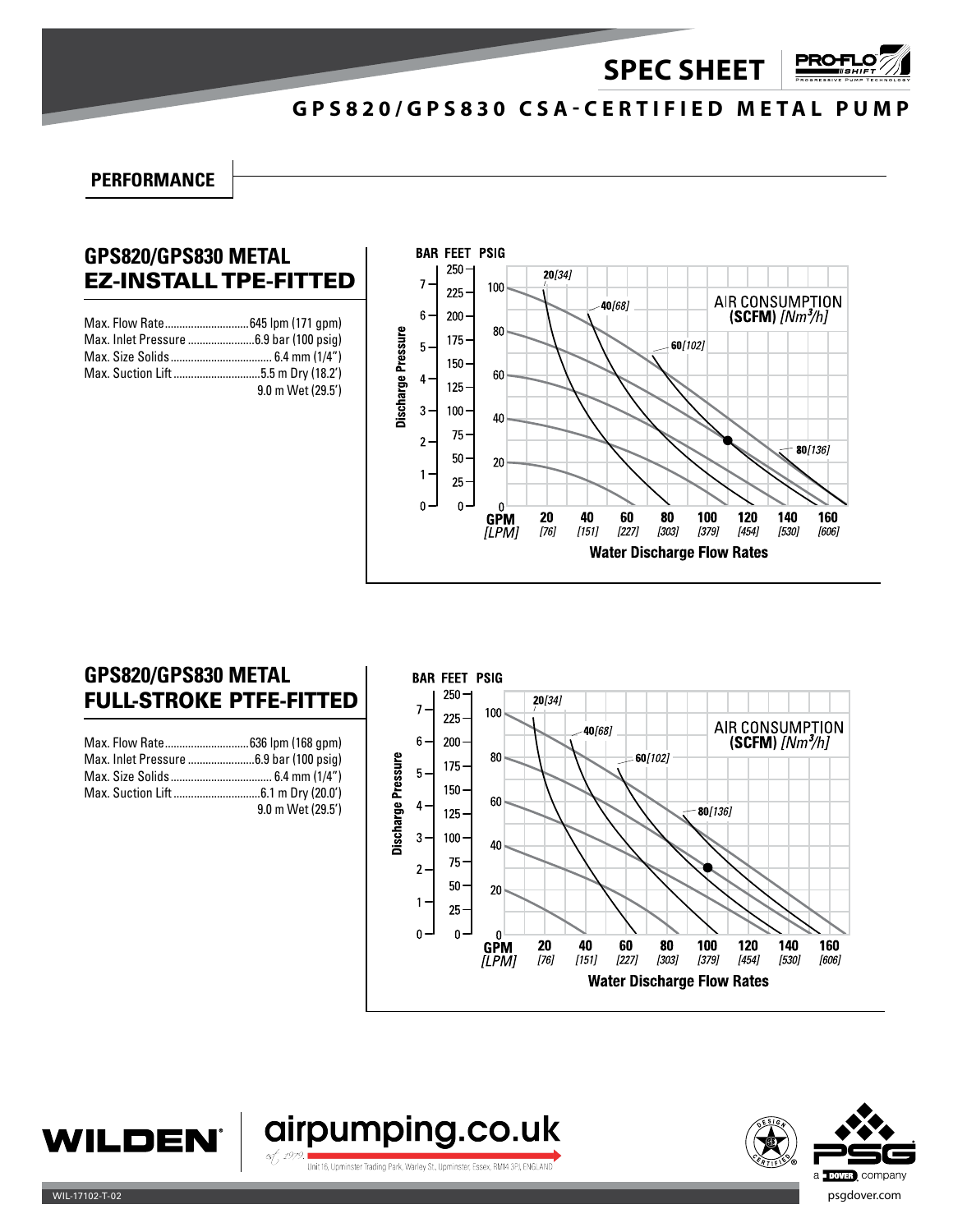# SPEC SHEET

## GPS820/GPS830 CSA-CERTIFIED METAL PUMP

## PERFORMANCE

### GPS820/GPS830 METAL EZ-INSTALL TPE-FITTED

Max. Flow Rate............................645 lpm (171 gpm)
Max. Inlet Pressure .......................6.9 bar (100 psig)
Max. Size Solids.................................. 6.4 mm (1/4")
Max. Suction Lift.............................5.5 m Dry (18.2')
9.0 m Wet (29.5')

BAR FEET PSIG
Discharge Pressure
0 1 2 3 4 5 6 7
0 25 50 75 100 125 150 175 200 225 250
0 20 40 60 80 100
AIR CONSUMPTION (SCFM) [Nm³/h]
20[34]
40[68]
60[102]
80[136]
GPM [LPM]
20 [76] 40 [151] 60 [227] 80 [303] 100 [379] 120 [454] 140 [530] 160 [606]
Water Discharge Flow Rates

### GPS820/GPS830 METAL FULL-STROKE PTFE-FITTED

Max. Flow Rate............................636 lpm (168 gpm)
Max. Inlet Pressure .......................6.9 bar (100 psig)
Max. Size Solids.................................. 6.4 mm (1/4")
Max. Suction Lift.............................6.1 m Dry (20.0')
9.0 m Wet (29.5')

BAR FEET PSIG
Discharge Pressure
0 1 2 3 4 5 6 7
0 25 50 75 100 125 150 175 200 225 250
0 20 40 60 80 100
AIR CONSUMPTION (SCFM) [Nm³/h]
20[34]
40[68]
60[102]
80[136]
GPM [LPM]
20 [76] 40 [151] 60 [227] 80 [303] 100 [379] 120 [454] 140 [530] 160 [606]
Water Discharge Flow Rates

WILDEN

airpumping.co.uk

Unit 16, Upminster Trading Park, Warley St., Upminster, Essex, RM14 3PJ, ENGLAND

a DOVER company

psgdover.com

WIL-17102-T-02